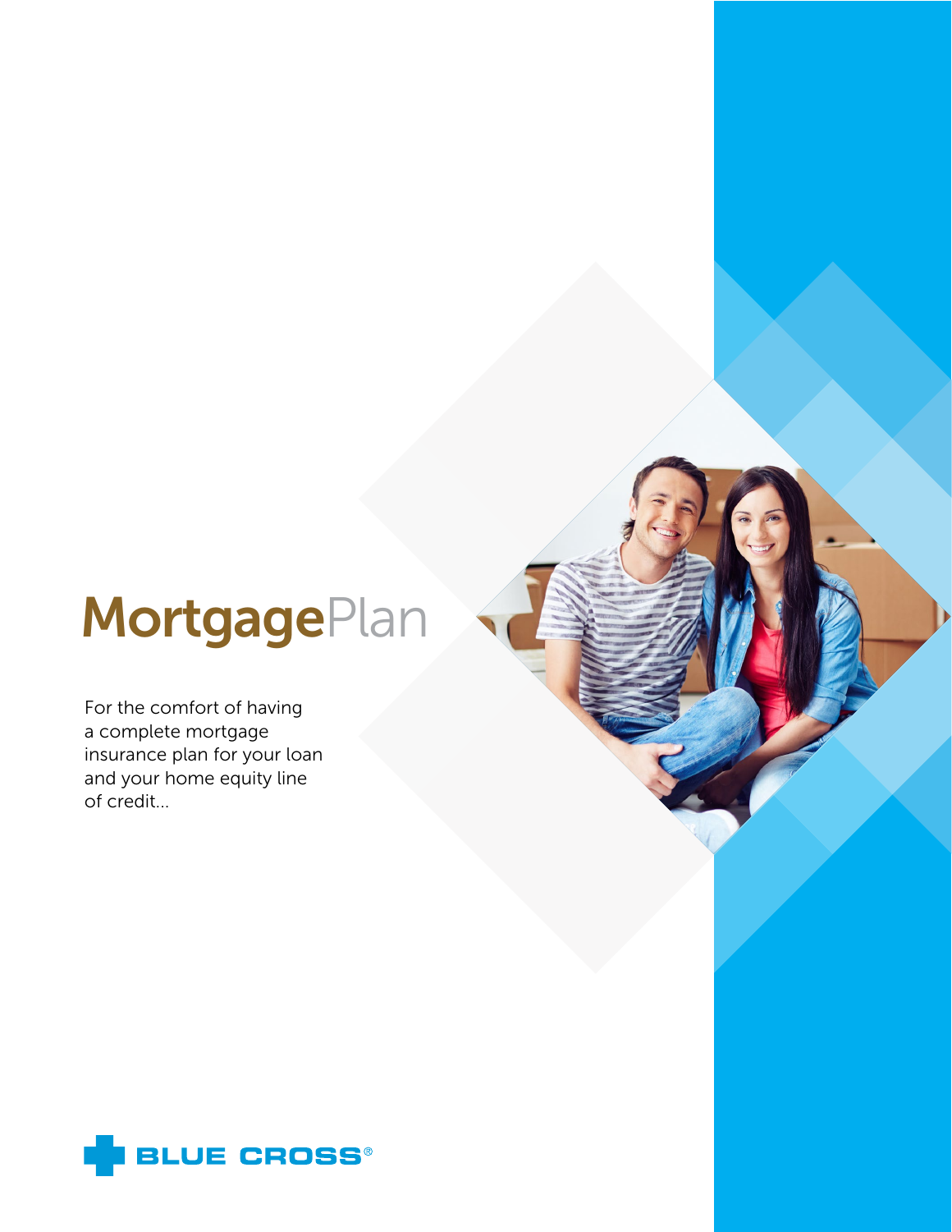# MortgagePlan

For the comfort of having a complete mortgage insurance plan for your loan and your home equity line of credit...

BLUE CROSS®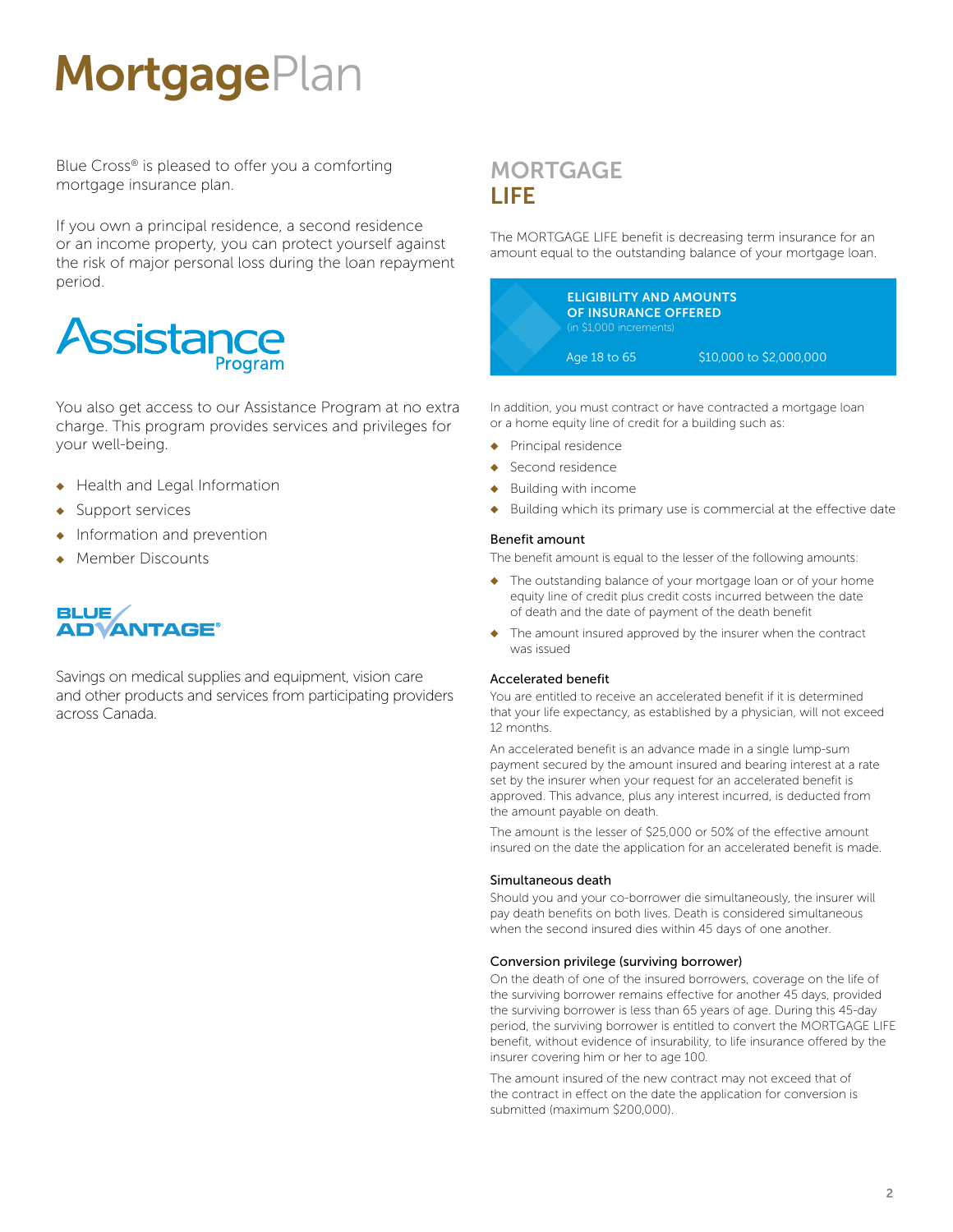# MortgagePlan

Blue Cross® is pleased to offer you a comforting mortgage insurance plan.

If you own a principal residence, a second residence or an income property, you can protect yourself against the risk of major personal loss during the loan repayment period.

## Assistance Program

You also get access to our Assistance Program at no extra charge. This program provides services and privileges for your well-being.

- Health and Legal Information
- Support services
- Information and prevention
- Member Discounts

## BLUE ADVANTAGE®

Savings on medical supplies and equipment, vision care and other products and services from participating providers across Canada.

## MORTGAGE LIFE

The MORTGAGE LIFE benefit is decreasing term insurance for an amount equal to the outstanding balance of your mortgage loan.

**ELIGIBILITY AND AMOUNTS OF INSURANCE OFFERED**
(in $1,000 increments)

| Age | Amount |
| --- | --- |
| Age 18 to 65 | $10,000 to $2,000,000 |

In addition, you must contract or have contracted a mortgage loan or a home equity line of credit for a building such as:

- Principal residence
- Second residence
- Building with income
- Building which its primary use is commercial at the effective date

### Benefit amount

The benefit amount is equal to the lesser of the following amounts:

- The outstanding balance of your mortgage loan or of your home equity line of credit plus credit costs incurred between the date of death and the date of payment of the death benefit
- The amount insured approved by the insurer when the contract was issued

### Accelerated benefit

You are entitled to receive an accelerated benefit if it is determined that your life expectancy, as established by a physician, will not exceed 12 months.

An accelerated benefit is an advance made in a single lump-sum payment secured by the amount insured and bearing interest at a rate set by the insurer when your request for an accelerated benefit is approved. This advance, plus any interest incurred, is deducted from the amount payable on death.

The amount is the lesser of $25,000 or 50% of the effective amount insured on the date the application for an accelerated benefit is made.

### Simultaneous death

Should you and your co-borrower die simultaneously, the insurer will pay death benefits on both lives. Death is considered simultaneous when the second insured dies within 45 days of one another.

### Conversion privilege (surviving borrower)

On the death of one of the insured borrowers, coverage on the life of the surviving borrower remains effective for another 45 days, provided the surviving borrower is less than 65 years of age. During this 45-day period, the surviving borrower is entitled to convert the MORTGAGE LIFE benefit, without evidence of insurability, to life insurance offered by the insurer covering him or her to age 100.

The amount insured of the new contract may not exceed that of the contract in effect on the date the application for conversion is submitted (maximum $200,000).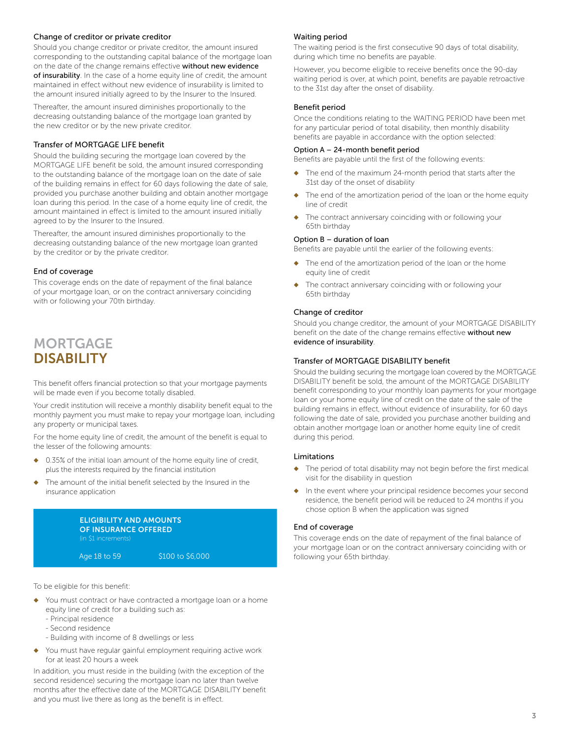### Change of creditor or private creditor

Should you change creditor or private creditor, the amount insured corresponding to the outstanding capital balance of the mortgage loan on the date of the change remains effective **without new evidence of insurability**. In the case of a home equity line of credit, the amount maintained in effect without new evidence of insurability is limited to the amount insured initially agreed to by the Insurer to the Insured.

Thereafter, the amount insured diminishes proportionally to the decreasing outstanding balance of the mortgage loan granted by the new creditor or by the new private creditor.

### Transfer of MORTGAGE LIFE benefit

Should the building securing the mortgage loan covered by the MORTGAGE LIFE benefit be sold, the amount insured corresponding to the outstanding balance of the mortgage loan on the date of sale of the building remains in effect for 60 days following the date of sale, provided you purchase another building and obtain another mortgage loan during this period. In the case of a home equity line of credit, the amount maintained in effect is limited to the amount insured initially agreed to by the Insurer to the Insured.

Thereafter, the amount insured diminishes proportionally to the decreasing outstanding balance of the new mortgage loan granted by the creditor or by the private creditor.

### End of coverage

This coverage ends on the date of repayment of the final balance of your mortgage loan, or on the contract anniversary coinciding with or following your 70th birthday.

# MORTGAGE DISABILITY

This benefit offers financial protection so that your mortgage payments will be made even if you become totally disabled.

Your credit institution will receive a monthly disability benefit equal to the monthly payment you must make to repay your mortgage loan, including any property or municipal taxes.

For the home equity line of credit, the amount of the benefit is equal to the lesser of the following amounts:

- 0.35% of the initial loan amount of the home equity line of credit, plus the interests required by the financial institution
- The amount of the initial benefit selected by the Insured in the insurance application

**ELIGIBILITY AND AMOUNTS OF INSURANCE OFFERED**
(in $1 increments)

| Age | Amount |
|---|---|
| Age 18 to 59 | $100 to $6,000 |

To be eligible for this benefit:

- You must contract or have contracted a mortgage loan or a home equity line of credit for a building such as:
  - Principal residence
  - Second residence
  - Building with income of 8 dwellings or less
- You must have regular gainful employment requiring active work for at least 20 hours a week

In addition, you must reside in the building (with the exception of the second residence) securing the mortgage loan no later than twelve months after the effective date of the MORTGAGE DISABILITY benefit and you must live there as long as the benefit is in effect.

### Waiting period

The waiting period is the first consecutive 90 days of total disability, during which time no benefits are payable.

However, you become eligible to receive benefits once the 90-day waiting period is over, at which point, benefits are payable retroactive to the 31st day after the onset of disability.

### Benefit period

Once the conditions relating to the WAITING PERIOD have been met for any particular period of total disability, then monthly disability benefits are payable in accordance with the option selected:

#### Option A – 24-month benefit period

Benefits are payable until the first of the following events:

- The end of the maximum 24-month period that starts after the 31st day of the onset of disability
- The end of the amortization period of the loan or the home equity line of credit
- The contract anniversary coinciding with or following your 65th birthday

#### Option B – duration of loan

Benefits are payable until the earlier of the following events:

- The end of the amortization period of the loan or the home equity line of credit
- The contract anniversary coinciding with or following your 65th birthday

### Change of creditor

Should you change creditor, the amount of your MORTGAGE DISABILITY benefit on the date of the change remains effective **without new evidence of insurability**.

### Transfer of MORTGAGE DISABILITY benefit

Should the building securing the mortgage loan covered by the MORTGAGE DISABILITY benefit be sold, the amount of the MORTGAGE DISABILITY benefit corresponding to your monthly loan payments for your mortgage loan or your home equity line of credit on the date of the sale of the building remains in effect, without evidence of insurability, for 60 days following the date of sale, provided you purchase another building and obtain another mortgage loan or another home equity line of credit during this period.

### Limitations

- The period of total disability may not begin before the first medical visit for the disability in question
- In the event where your principal residence becomes your second residence, the benefit period will be reduced to 24 months if you chose option B when the application was signed

### End of coverage

This coverage ends on the date of repayment of the final balance of your mortgage loan or on the contract anniversary coinciding with or following your 65th birthday.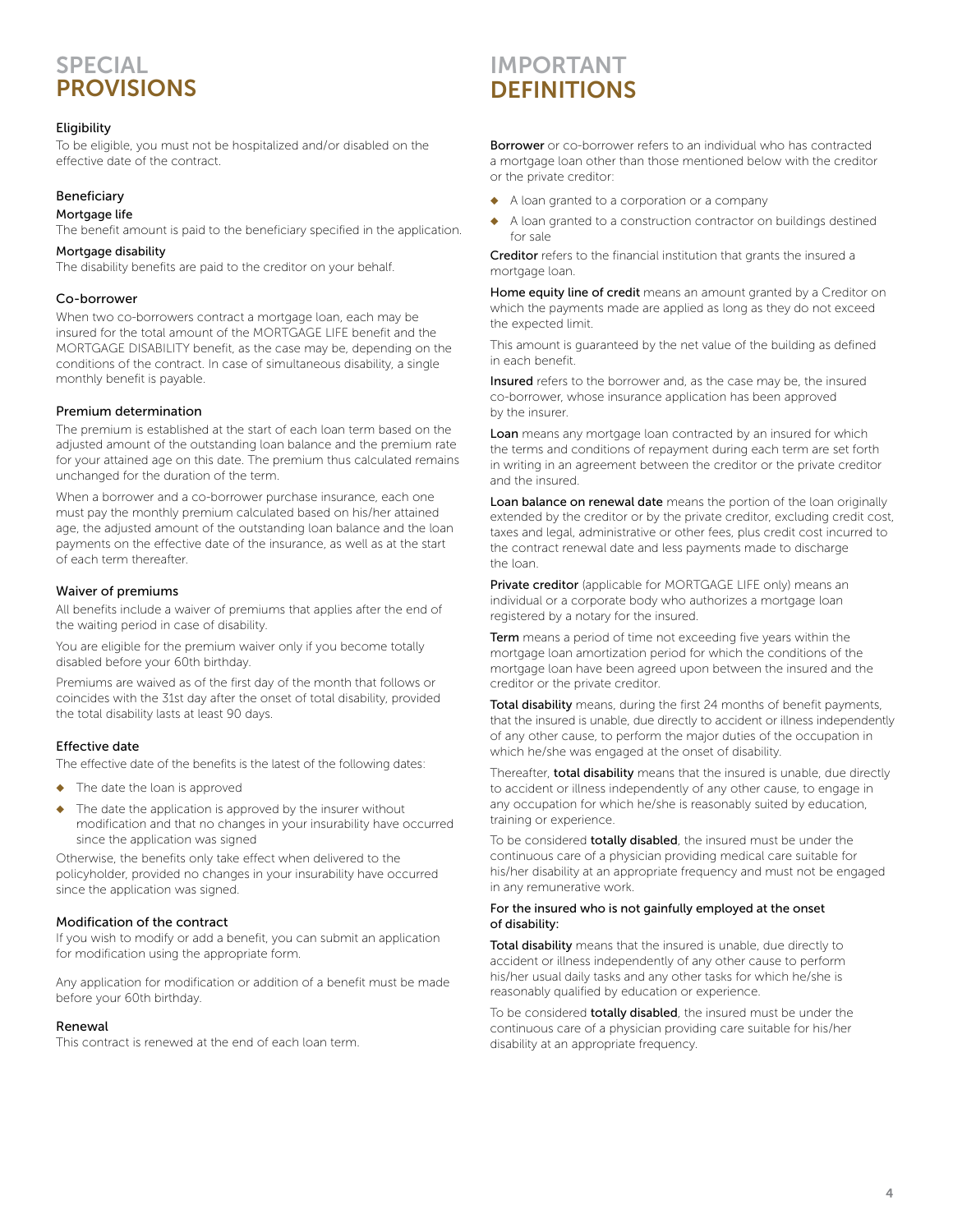# SPECIAL PROVISIONS

### Eligibility

To be eligible, you must not be hospitalized and/or disabled on the effective date of the contract.

### Beneficiary

#### Mortgage life

The benefit amount is paid to the beneficiary specified in the application.

#### Mortgage disability

The disability benefits are paid to the creditor on your behalf.

### Co-borrower

When two co-borrowers contract a mortgage loan, each may be insured for the total amount of the MORTGAGE LIFE benefit and the MORTGAGE DISABILITY benefit, as the case may be, depending on the conditions of the contract. In case of simultaneous disability, a single monthly benefit is payable.

### Premium determination

The premium is established at the start of each loan term based on the adjusted amount of the outstanding loan balance and the premium rate for your attained age on this date. The premium thus calculated remains unchanged for the duration of the term.

When a borrower and a co-borrower purchase insurance, each one must pay the monthly premium calculated based on his/her attained age, the adjusted amount of the outstanding loan balance and the loan payments on the effective date of the insurance, as well as at the start of each term thereafter.

### Waiver of premiums

All benefits include a waiver of premiums that applies after the end of the waiting period in case of disability.

You are eligible for the premium waiver only if you become totally disabled before your 60th birthday.

Premiums are waived as of the first day of the month that follows or coincides with the 31st day after the onset of total disability, provided the total disability lasts at least 90 days.

### Effective date

The effective date of the benefits is the latest of the following dates:

- The date the loan is approved
- The date the application is approved by the insurer without modification and that no changes in your insurability have occurred since the application was signed

Otherwise, the benefits only take effect when delivered to the policyholder, provided no changes in your insurability have occurred since the application was signed.

### Modification of the contract

If you wish to modify or add a benefit, you can submit an application for modification using the appropriate form.

Any application for modification or addition of a benefit must be made before your 60th birthday.

### Renewal

This contract is renewed at the end of each loan term.

# IMPORTANT DEFINITIONS

**Borrower** or co-borrower refers to an individual who has contracted a mortgage loan other than those mentioned below with the creditor or the private creditor:

- A loan granted to a corporation or a company
- A loan granted to a construction contractor on buildings destined for sale

**Creditor** refers to the financial institution that grants the insured a mortgage loan.

**Home equity line of credit** means an amount granted by a Creditor on which the payments made are applied as long as they do not exceed the expected limit.

This amount is guaranteed by the net value of the building as defined in each benefit.

**Insured** refers to the borrower and, as the case may be, the insured co-borrower, whose insurance application has been approved by the insurer.

**Loan** means any mortgage loan contracted by an insured for which the terms and conditions of repayment during each term are set forth in writing in an agreement between the creditor or the private creditor and the insured.

**Loan balance on renewal date** means the portion of the loan originally extended by the creditor or by the private creditor, excluding credit cost, taxes and legal, administrative or other fees, plus credit cost incurred to the contract renewal date and less payments made to discharge the loan.

**Private creditor** (applicable for MORTGAGE LIFE only) means an individual or a corporate body who authorizes a mortgage loan registered by a notary for the insured.

**Term** means a period of time not exceeding five years within the mortgage loan amortization period for which the conditions of the mortgage loan have been agreed upon between the insured and the creditor or the private creditor.

**Total disability** means, during the first 24 months of benefit payments, that the insured is unable, due directly to accident or illness independently of any other cause, to perform the major duties of the occupation in which he/she was engaged at the onset of disability.

Thereafter, **total disability** means that the insured is unable, due directly to accident or illness independently of any other cause, to engage in any occupation for which he/she is reasonably suited by education, training or experience.

To be considered **totally disabled**, the insured must be under the continuous care of a physician providing medical care suitable for his/her disability at an appropriate frequency and must not be engaged in any remunerative work.

**For the insured who is not gainfully employed at the onset of disability:**

**Total disability** means that the insured is unable, due directly to accident or illness independently of any other cause to perform his/her usual daily tasks and any other tasks for which he/she is reasonably qualified by education or experience.

To be considered **totally disabled**, the insured must be under the continuous care of a physician providing care suitable for his/her disability at an appropriate frequency.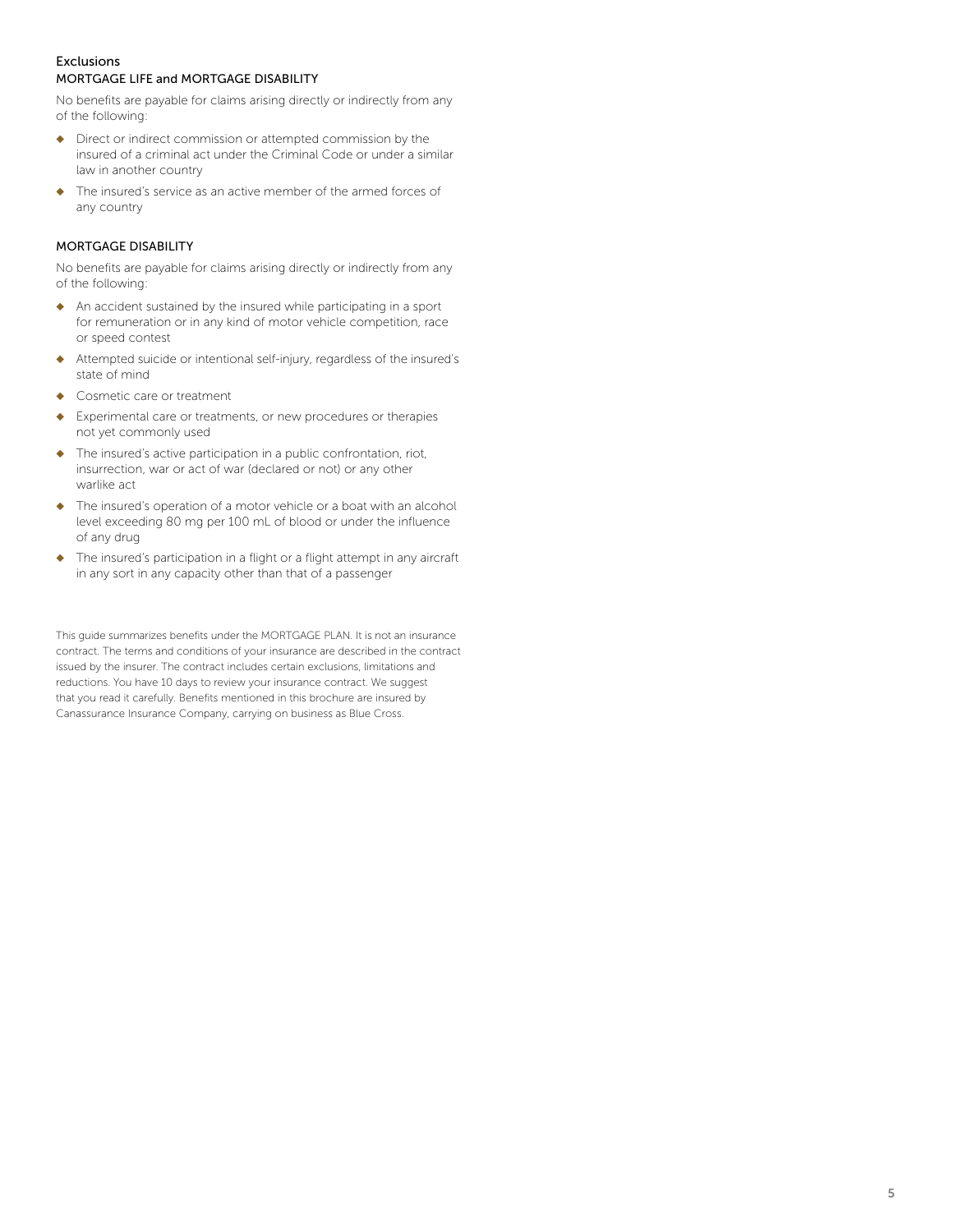## Exclusions

### MORTGAGE LIFE and MORTGAGE DISABILITY

No benefits are payable for claims arising directly or indirectly from any of the following:

- Direct or indirect commission or attempted commission by the insured of a criminal act under the Criminal Code or under a similar law in another country
- The insured's service as an active member of the armed forces of any country

### MORTGAGE DISABILITY

No benefits are payable for claims arising directly or indirectly from any of the following:

- An accident sustained by the insured while participating in a sport for remuneration or in any kind of motor vehicle competition, race or speed contest
- Attempted suicide or intentional self-injury, regardless of the insured's state of mind
- Cosmetic care or treatment
- Experimental care or treatments, or new procedures or therapies not yet commonly used
- The insured's active participation in a public confrontation, riot, insurrection, war or act of war (declared or not) or any other warlike act
- The insured's operation of a motor vehicle or a boat with an alcohol level exceeding 80 mg per 100 mL of blood or under the influence of any drug
- The insured's participation in a flight or a flight attempt in any aircraft in any sort in any capacity other than that of a passenger

This guide summarizes benefits under the MORTGAGE PLAN. It is not an insurance contract. The terms and conditions of your insurance are described in the contract issued by the insurer. The contract includes certain exclusions, limitations and reductions. You have 10 days to review your insurance contract. We suggest that you read it carefully. Benefits mentioned in this brochure are insured by Canassurance Insurance Company, carrying on business as Blue Cross.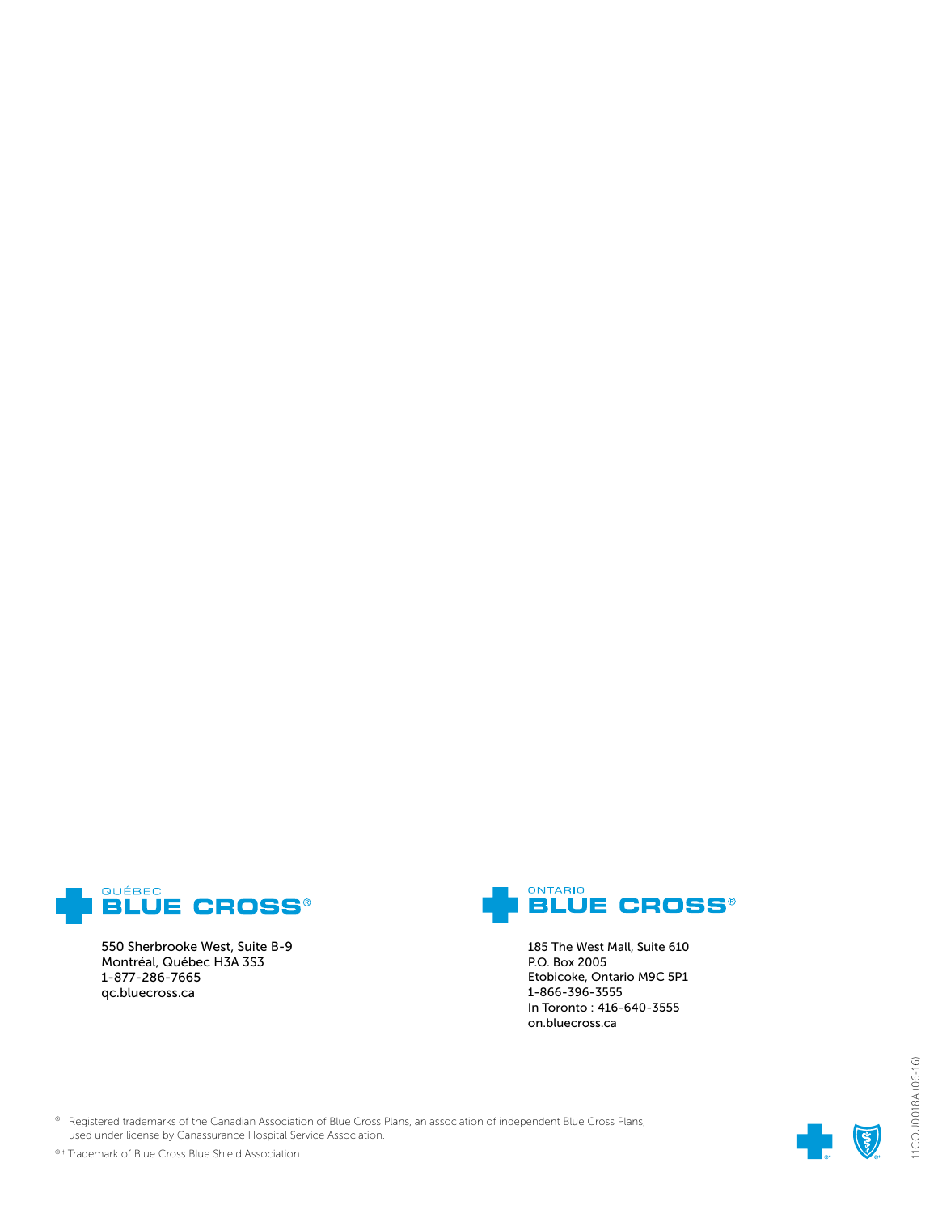QUÉBEC
**BLUE CROSS®**

550 Sherbrooke West, Suite B-9
Montréal, Québec H3A 3S3
1-877-286-7665
qc.bluecross.ca

ONTARIO
**BLUE CROSS®**

185 The West Mall, Suite 610
P.O. Box 2005
Etobicoke, Ontario M9C 5P1
1-866-396-3555
In Toronto : 416-640-3555
on.bluecross.ca

® Registered trademarks of the Canadian Association of Blue Cross Plans, an association of independent Blue Cross Plans, used under license by Canassurance Hospital Service Association.

®† Trademark of Blue Cross Blue Shield Association.

11COU0018A (06-16)